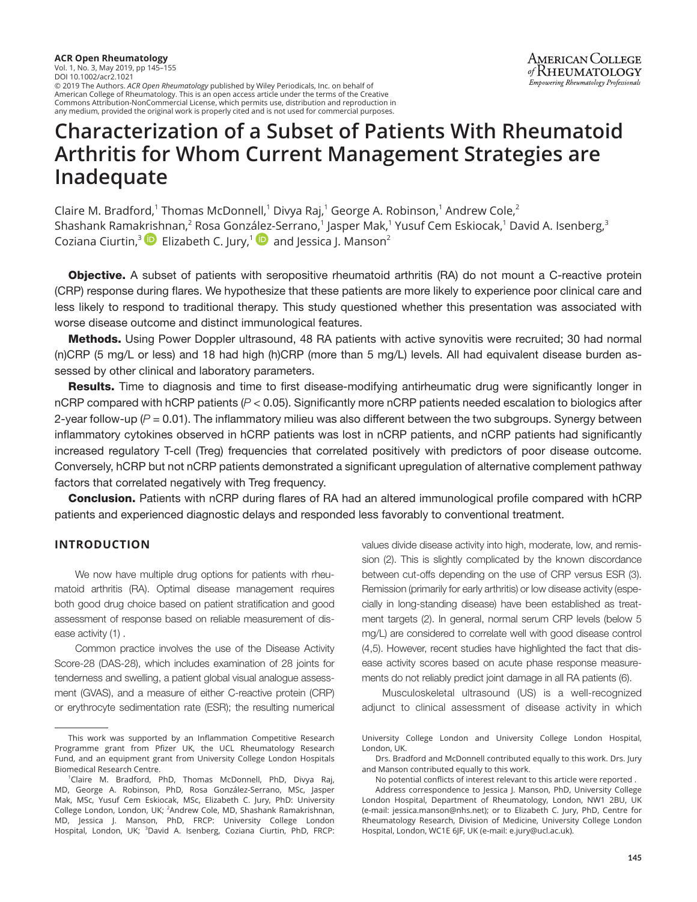# Characterization of a Subset of Patients With Rheumatoid Arthritis for Whom Current Management Strategies are Inadequate

Claire M. Bradford,[1] Thomas McDonnell,[1] Divya Raj,[1] George A. Robinson,[1] Andrew Cole,[2] Shashank Ramakrishnan,[2] Rosa González-Serrano,[1] Jasper Mak,[1] Yusuf Cem Eskiocak,[1] David A. Isenberg,[3] Coziana Ciurtin,[3] Elizabeth C. Jury,[1] and Jessica J. Manson[2]

**Objective.** A subset of patients with seropositive rheumatoid arthritis (RA) do not mount a C-reactive protein (CRP) response during flares. We hypothesize that these patients are more likely to experience poor clinical care and less likely to respond to traditional therapy. This study questioned whether this presentation was associated with worse disease outcome and distinct immunological features.

**Methods.** Using Power Doppler ultrasound, 48 RA patients with active synovitis were recruited; 30 had normal (n)CRP (5 mg/L or less) and 18 had high (h)CRP (more than 5 mg/L) levels. All had equivalent disease burden assessed by other clinical and laboratory parameters.

**Results.** Time to diagnosis and time to first disease-modifying antirheumatic drug were significantly longer in nCRP compared with hCRP patients ($P < 0.05$). Significantly more nCRP patients needed escalation to biologics after 2-year follow-up ($P = 0.01$). The inflammatory milieu was also different between the two subgroups. Synergy between inflammatory cytokines observed in hCRP patients was lost in nCRP patients, and nCRP patients had significantly increased regulatory T-cell (Treg) frequencies that correlated positively with predictors of poor disease outcome. Conversely, hCRP but not nCRP patients demonstrated a significant upregulation of alternative complement pathway factors that correlated negatively with Treg frequency.

**Conclusion.** Patients with nCRP during flares of RA had an altered immunological profile compared with hCRP patients and experienced diagnostic delays and responded less favorably to conventional treatment.

## INTRODUCTION

We now have multiple drug options for patients with rheumatoid arthritis (RA). Optimal disease management requires both good drug choice based on patient stratification and good assessment of response based on reliable measurement of disease activity (1) .

Common practice involves the use of the Disease Activity Score-28 (DAS-28), which includes examination of 28 joints for tenderness and swelling, a patient global visual analogue assessment (GVAS), and a measure of either C-reactive protein (CRP) or erythrocyte sedimentation rate (ESR); the resulting numerical values divide disease activity into high, moderate, low, and remission (2). This is slightly complicated by the known discordance between cut-offs depending on the use of CRP versus ESR (3). Remission (primarily for early arthritis) or low disease activity (especially in long-standing disease) have been established as treatment targets (2). In general, normal serum CRP levels (below 5 mg/L) are considered to correlate well with good disease control (4,5). However, recent studies have highlighted the fact that disease activity scores based on acute phase response measurements do not reliably predict joint damage in all RA patients (6).

Musculoskeletal ultrasound (US) is a well-recognized adjunct to clinical assessment of disease activity in which

---

This work was supported by an Inflammation Competitive Research Programme grant from Pfizer UK, the UCL Rheumatology Research Fund, and an equipment grant from University College London Hospitals Biomedical Research Centre.

[1]Claire M. Bradford, PhD, Thomas McDonnell, PhD, Divya Raj, MD, George A. Robinson, PhD, Rosa González-Serrano, MSc, Jasper Mak, MSc, Yusuf Cem Eskiocak, MSc, Elizabeth C. Jury, PhD: University College London, London, UK; [2]Andrew Cole, MD, Shashank Ramakrishnan, MD, Jessica J. Manson, PhD, FRCP: University College London Hospital, London, UK; [3]David A. Isenberg, Coziana Ciurtin, PhD, FRCP: University College London and University College London Hospital, London, UK.

Drs. Bradford and McDonnell contributed equally to this work. Drs. Jury and Manson contributed equally to this work.

No potential conflicts of interest relevant to this article were reported .

Address correspondence to Jessica J. Manson, PhD, University College London Hospital, Department of Rheumatology, London, NW1 2BU, UK (e-mail: jessica.manson@nhs.net); or to Elizabeth C. Jury, PhD, Centre for Rheumatology Research, Division of Medicine, University College London Hospital, London, WC1E 6JF, UK (e-mail: e.jury@ucl.ac.uk).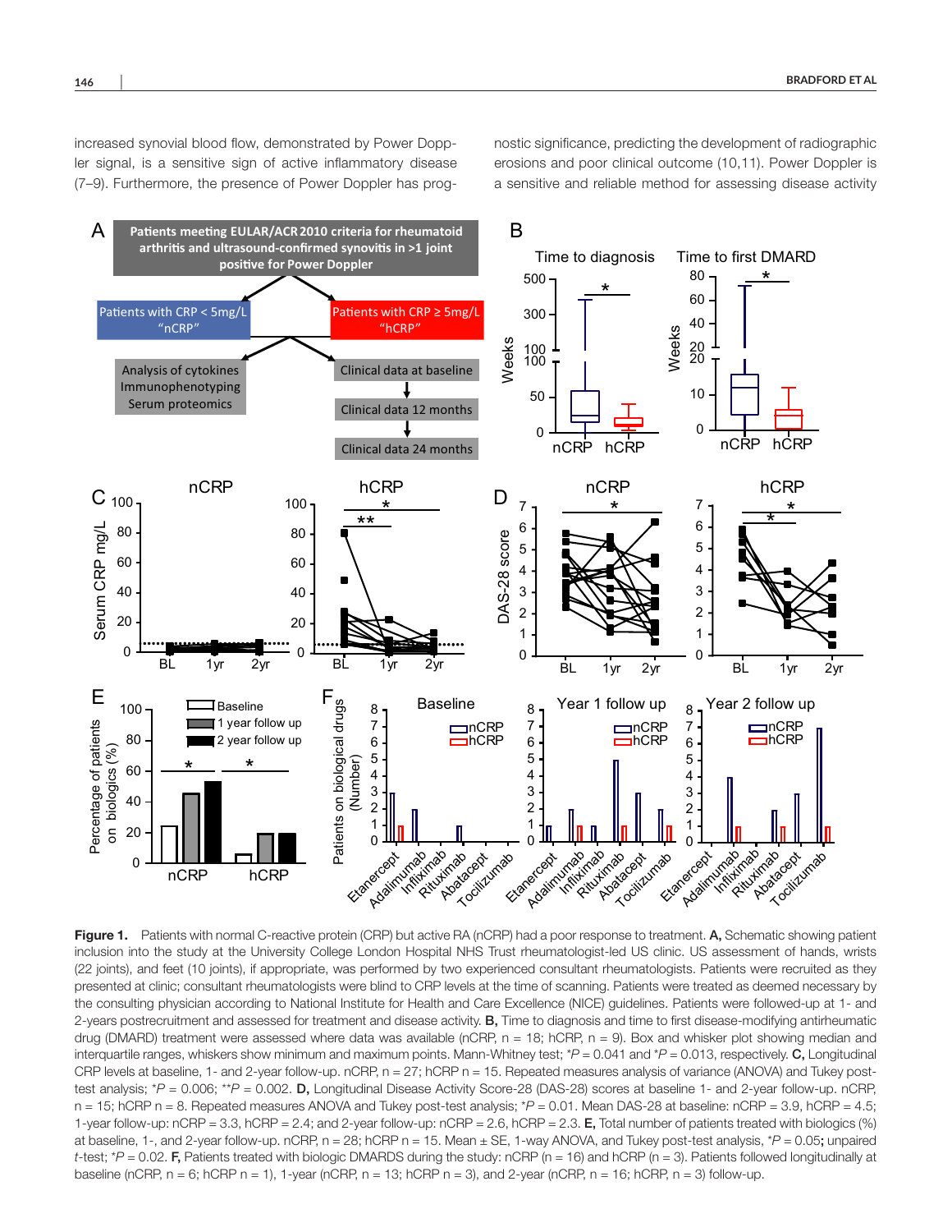increased synovial blood flow, demonstrated by Power Doppler signal, is a sensitive sign of active inflammatory disease (7–9). Furthermore, the presence of Power Doppler has prognostic significance, predicting the development of radiographic erosions and poor clinical outcome (10,11). Power Doppler is a sensitive and reliable method for assessing disease activity

**Figure 1.** Patients with normal C-reactive protein (CRP) but active RA (nCRP) had a poor response to treatment. **A,** Schematic showing patient inclusion into the study at the University College London Hospital NHS Trust rheumatologist-led US clinic. US assessment of hands, wrists (22 joints), and feet (10 joints), if appropriate, was performed by two experienced consultant rheumatologists. Patients were recruited as they presented at clinic; consultant rheumatologists were blind to CRP levels at the time of scanning. Patients were treated as deemed necessary by the consulting physician according to National Institute for Health and Care Excellence (NICE) guidelines. Patients were followed-up at 1- and 2-years postrecruitment and assessed for treatment and disease activity. **B,** Time to diagnosis and time to first disease-modifying antirheumatic drug (DMARD) treatment were assessed where data was available (nCRP, n = 18; hCRP, n = 9). Box and whisker plot showing median and interquartile ranges, whiskers show minimum and maximum points. Mann-Whitney test; *$P$ = 0.041 and *$P$ = 0.013, respectively. **C,** Longitudinal CRP levels at baseline, 1- and 2-year follow-up. nCRP, n = 27; hCRP n = 15. Repeated measures analysis of variance (ANOVA) and Tukey post-test analysis; *$P$ = 0.006; **$P$ = 0.002. **D,** Longitudinal Disease Activity Score-28 (DAS-28) scores at baseline 1- and 2-year follow-up. nCRP, n = 15; hCRP n = 8. Repeated measures ANOVA and Tukey post-test analysis; *$P$ = 0.01. Mean DAS-28 at baseline: nCRP = 3.9, hCRP = 4.5; 1-year follow-up: nCRP = 3.3, hCRP = 2.4; and 2-year follow-up: nCRP = 2.6, hCRP = 2.3. **E,** Total number of patients treated with biologics (%) at baseline, 1-, and 2-year follow-up. nCRP, n = 28; hCRP, n = 15. Mean ± SE, 1-way ANOVA, and Tukey post-test analysis, *$P$ = 0.05; unpaired $t$-test; *$P$ = 0.02. **F,** Patients treated with biologic DMARDS during the study: nCRP (n = 16) and hCRP (n = 3). Patients followed longitudinally at baseline (nCRP, n = 6; hCRP n = 1), 1-year (nCRP, n = 13; hCRP n = 3), and 2-year (nCRP, n = 16; hCRP, n = 3) follow-up.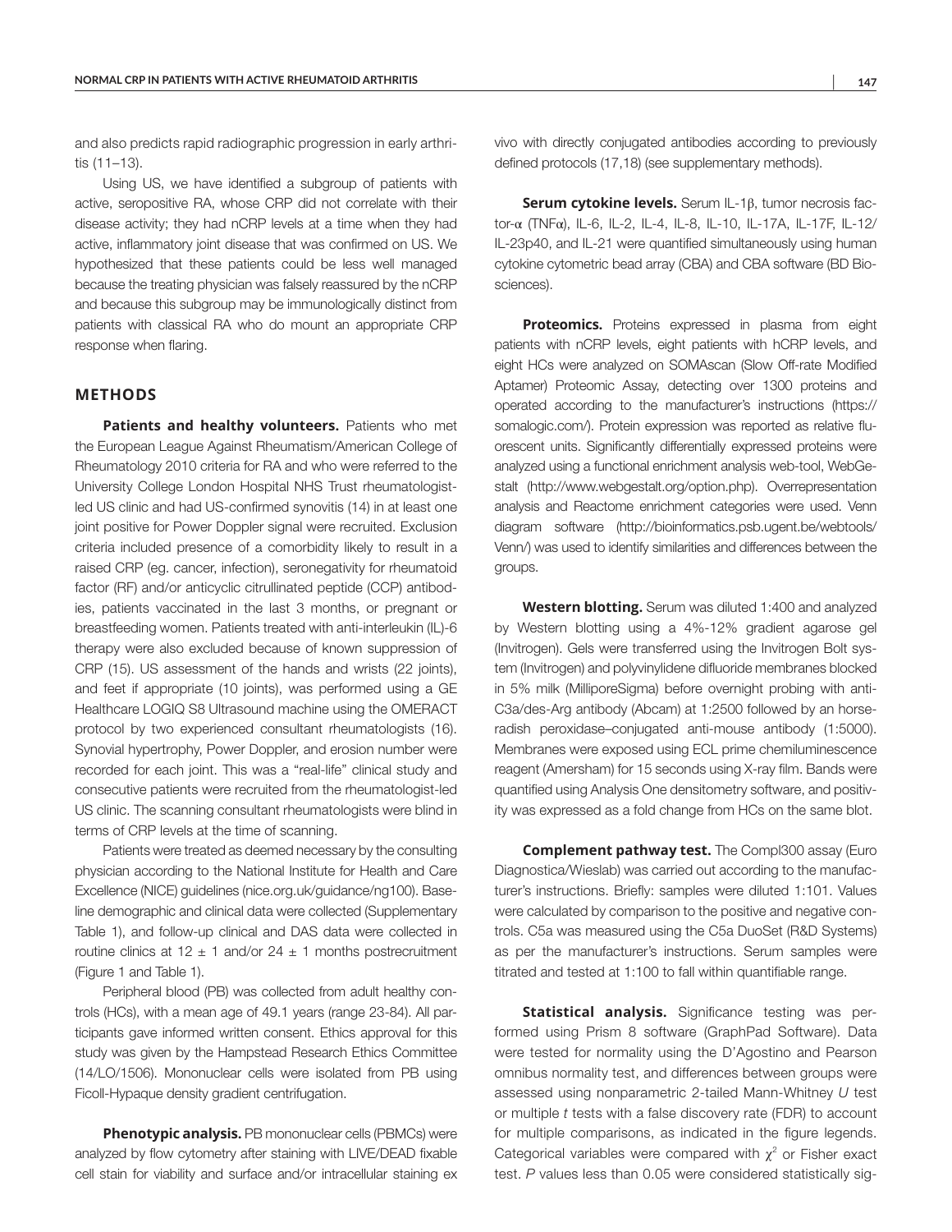and also predicts rapid radiographic progression in early arthritis (11–13).

Using US, we have identified a subgroup of patients with active, seropositive RA, whose CRP did not correlate with their disease activity; they had nCRP levels at a time when they had active, inflammatory joint disease that was confirmed on US. We hypothesized that these patients could be less well managed because the treating physician was falsely reassured by the nCRP and because this subgroup may be immunologically distinct from patients with classical RA who do mount an appropriate CRP response when flaring.

## METHODS

**Patients and healthy volunteers.** Patients who met the European League Against Rheumatism/American College of Rheumatology 2010 criteria for RA and who were referred to the University College London Hospital NHS Trust rheumatologist-led US clinic and had US-confirmed synovitis (14) in at least one joint positive for Power Doppler signal were recruited. Exclusion criteria included presence of a comorbidity likely to result in a raised CRP (eg. cancer, infection), seronegativity for rheumatoid factor (RF) and/or anticyclic citrullinated peptide (CCP) antibodies, patients vaccinated in the last 3 months, or pregnant or breastfeeding women. Patients treated with anti-interleukin (IL)-6 therapy were also excluded because of known suppression of CRP (15). US assessment of the hands and wrists (22 joints), and feet if appropriate (10 joints), was performed using a GE Healthcare LOGIQ S8 Ultrasound machine using the OMERACT protocol by two experienced consultant rheumatologists (16). Synovial hypertrophy, Power Doppler, and erosion number were recorded for each joint. This was a "real-life" clinical study and consecutive patients were recruited from the rheumatologist-led US clinic. The scanning consultant rheumatologists were blind in terms of CRP levels at the time of scanning.

Patients were treated as deemed necessary by the consulting physician according to the National Institute for Health and Care Excellence (NICE) guidelines (nice.org.uk/guidance/ng100). Baseline demographic and clinical data were collected (Supplementary Table 1), and follow-up clinical and DAS data were collected in routine clinics at 12 ± 1 and/or 24 ± 1 months postrecruitment (Figure 1 and Table 1).

Peripheral blood (PB) was collected from adult healthy controls (HCs), with a mean age of 49.1 years (range 23-84). All participants gave informed written consent. Ethics approval for this study was given by the Hampstead Research Ethics Committee (14/LO/1506). Mononuclear cells were isolated from PB using Ficoll-Hypaque density gradient centrifugation.

**Phenotypic analysis.** PB mononuclear cells (PBMCs) were analyzed by flow cytometry after staining with LIVE/DEAD fixable cell stain for viability and surface and/or intracellular staining ex vivo with directly conjugated antibodies according to previously defined protocols (17,18) (see supplementary methods).

**Serum cytokine levels.** Serum IL-1β, tumor necrosis factor-α (TNFα), IL-6, IL-2, IL-4, IL-8, IL-10, IL-17A, IL-17F, IL-12/IL-23p40, and IL-21 were quantified simultaneously using human cytokine cytometric bead array (CBA) and CBA software (BD Biosciences).

**Proteomics.** Proteins expressed in plasma from eight patients with nCRP levels, eight patients with hCRP levels, and eight HCs were analyzed on SOMAscan (Slow Off-rate Modified Aptamer) Proteomic Assay, detecting over 1300 proteins and operated according to the manufacturer's instructions (https://somalogic.com/). Protein expression was reported as relative fluorescent units. Significantly differentially expressed proteins were analyzed using a functional enrichment analysis web-tool, WebGestalt (http://www.webgestalt.org/option.php). Overrepresentation analysis and Reactome enrichment categories were used. Venn diagram software (http://bioinformatics.psb.ugent.be/webtools/Venn/) was used to identify similarities and differences between the groups.

**Western blotting.** Serum was diluted 1:400 and analyzed by Western blotting using a 4%-12% gradient agarose gel (Invitrogen). Gels were transferred using the Invitrogen Bolt system (Invitrogen) and polyvinylidene difluoride membranes blocked in 5% milk (MilliporeSigma) before overnight probing with anti-C3a/des-Arg antibody (Abcam) at 1:2500 followed by an horseradish peroxidase–conjugated anti-mouse antibody (1:5000). Membranes were exposed using ECL prime chemiluminescence reagent (Amersham) for 15 seconds using X-ray film. Bands were quantified using Analysis One densitometry software, and positivity was expressed as a fold change from HCs on the same blot.

**Complement pathway test.** The Compl300 assay (Euro Diagnostica/Wieslab) was carried out according to the manufacturer's instructions. Briefly: samples were diluted 1:101. Values were calculated by comparison to the positive and negative controls. C5a was measured using the C5a DuoSet (R&D Systems) as per the manufacturer's instructions. Serum samples were titrated and tested at 1:100 to fall within quantifiable range.

**Statistical analysis.** Significance testing was performed using Prism 8 software (GraphPad Software). Data were tested for normality using the D'Agostino and Pearson omnibus normality test, and differences between groups were assessed using nonparametric 2-tailed Mann-Whitney *U* test or multiple *t* tests with a false discovery rate (FDR) to account for multiple comparisons, as indicated in the figure legends. Categorical variables were compared with $\chi^2$ or Fisher exact test. *P* values less than 0.05 were considered statistically sig-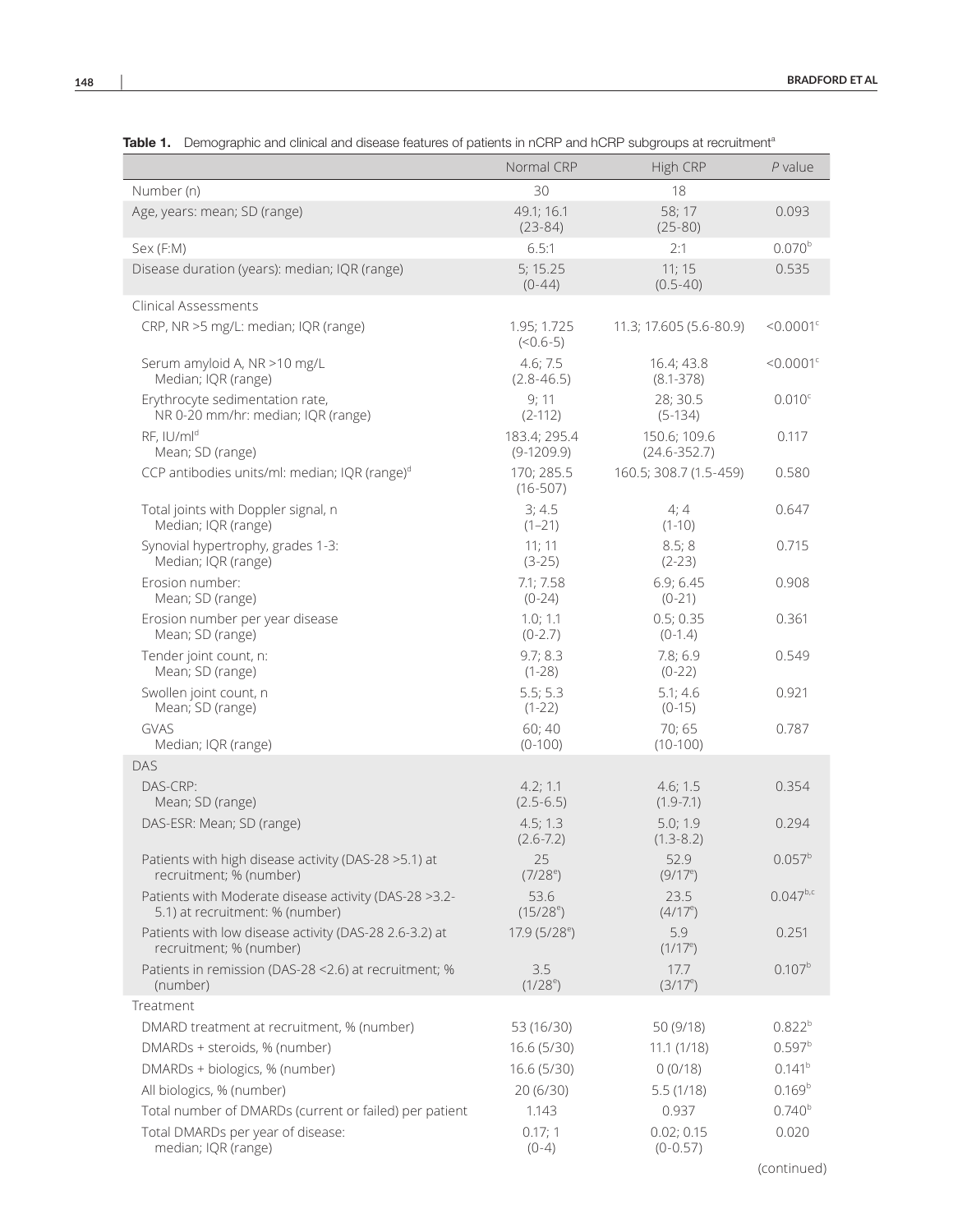**Table 1.** Demographic and clinical and disease features of patients in nCRP and hCRP subgroups at recruitment[a]

| | Normal CRP | High CRP | *P* value |
|---|---|---|---|
| Number (n) | 30 | 18 | |
| Age, years: mean; SD (range) | 49.1; 16.1 (23-84) | 58; 17 (25-80) | 0.093 |
| Sex (F:M) | 6.5:1 | 2:1 | 0.070[b] |
| Disease duration (years): median; IQR (range) | 5; 15.25 (0-44) | 11; 15 (0.5-40) | 0.535 |
| Clinical Assessments | | | |
| CRP, NR >5 mg/L: median; IQR (range) | 1.95; 1.725 (<0.6-5) | 11.3; 17.605 (5.6-80.9) | <0.0001[c] |
| Serum amyloid A, NR >10 mg/L Median; IQR (range) | 4.6; 7.5 (2.8-46.5) | 16.4; 43.8 (8.1-378) | <0.0001[c] |
| Erythrocyte sedimentation rate, NR 0-20 mm/hr: median; IQR (range) | 9; 11 (2-112) | 28; 30.5 (5-134) | 0.010[c] |
| RF, IU/ml[d] Mean; SD (range) | 183.4; 295.4 (9-1209.9) | 150.6; 109.6 (24.6-352.7) | 0.117 |
| CCP antibodies units/ml: median; IQR (range)[d] | 170; 285.5 (16-507) | 160.5; 308.7 (1.5-459) | 0.580 |
| Total joints with Doppler signal, n Median; IQR (range) | 3; 4.5 (1–21) | 4; 4 (1-10) | 0.647 |
| Synovial hypertrophy, grades 1-3: Median; IQR (range) | 11; 11 (3-25) | 8.5; 8 (2-23) | 0.715 |
| Erosion number: Mean; SD (range) | 7.1; 7.58 (0-24) | 6.9; 6.45 (0-21) | 0.908 |
| Erosion number per year disease Mean; SD (range) | 1.0; 1.1 (0-2.7) | 0.5; 0.35 (0-1.4) | 0.361 |
| Tender joint count, n: Mean; SD (range) | 9.7; 8.3 (1-28) | 7.8; 6.9 (0-22) | 0.549 |
| Swollen joint count, n Mean; SD (range) | 5.5; 5.3 (1-22) | 5.1; 4.6 (0-15) | 0.921 |
| GVAS Median; IQR (range) | 60; 40 (0-100) | 70; 65 (10-100) | 0.787 |
| DAS | | | |
| DAS-CRP: Mean; SD (range) | 4.2; 1.1 (2.5-6.5) | 4.6; 1.5 (1.9-7.1) | 0.354 |
| DAS-ESR: Mean; SD (range) | 4.5; 1.3 (2.6-7.2) | 5.0; 1.9 (1.3-8.2) | 0.294 |
| Patients with high disease activity (DAS-28 >5.1) at recruitment; % (number) | 25 (7/28[e]) | 52.9 (9/17[e]) | 0.057[b] |
| Patients with Moderate disease activity (DAS-28 >3.2-5.1) at recruitment: % (number) | 53.6 (15/28[e]) | 23.5 (4/17[e]) | 0.047[b,c] |
| Patients with low disease activity (DAS-28 2.6-3.2) at recruitment; % (number) | 17.9 (5/28[e]) | 5.9 (1/17[e]) | 0.251 |
| Patients in remission (DAS-28 <2.6) at recruitment; % (number) | 3.5 (1/28[e]) | 17.7 (3/17[e]) | 0.107[b] |
| Treatment | | | |
| DMARD treatment at recruitment, % (number) | 53 (16/30) | 50 (9/18) | 0.822[b] |
| DMARDs + steroids, % (number) | 16.6 (5/30) | 11.1 (1/18) | 0.597[b] |
| DMARDs + biologics, % (number) | 16.6 (5/30) | 0 (0/18) | 0.141[b] |
| All biologics, % (number) | 20 (6/30) | 5.5 (1/18) | 0.169[b] |
| Total number of DMARDs (current or failed) per patient | 1.143 | 0.937 | 0.740[b] |
| Total DMARDs per year of disease: median; IQR (range) | 0.17; 1 (0-4) | 0.02; 0.15 (0-0.57) | 0.020 |

(continued)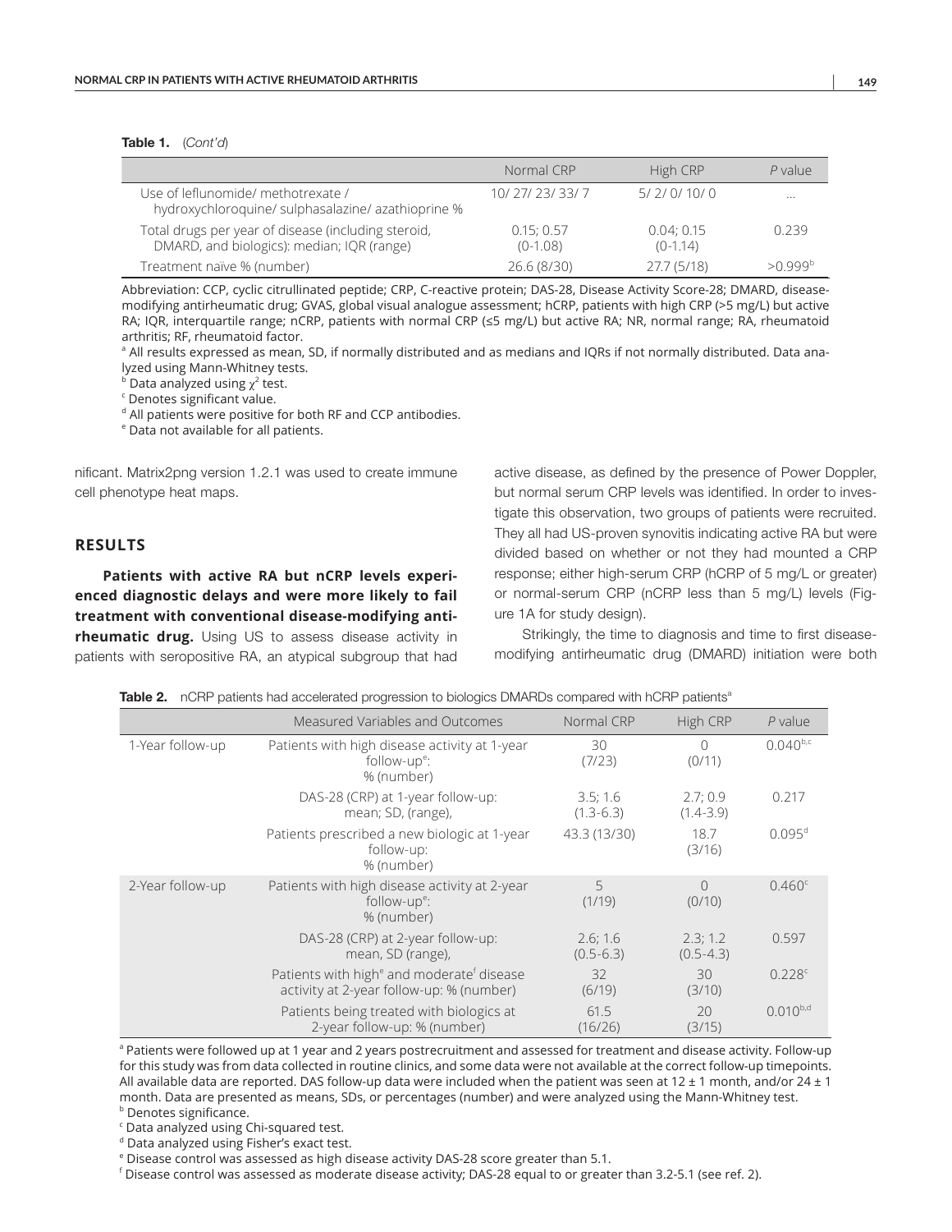**Table 1.** (*Cont'd*)

| | Normal CRP | High CRP | *P* value |
|---|---|---|---|
| Use of leflunomide/ methotrexate / hydroxychloroquine/ sulphasalazine/ azathioprine % | 10/ 27/ 23/ 33/ 7 | 5/ 2/ 0/ 10/ 0 | ... |
| Total drugs per year of disease (including steroid, DMARD, and biologics): median; IQR (range) | 0.15; 0.57 (0-1.08) | 0.04; 0.15 (0-1.14) | 0.239 |
| Treatment naïve % (number) | 26.6 (8/30) | 27.7 (5/18) | >0.999[b] |

Abbreviation: CCP, cyclic citrullinated peptide; CRP, C-reactive protein; DAS-28, Disease Activity Score-28; DMARD, disease-modifying antirheumatic drug; GVAS, global visual analogue assessment; hCRP, patients with high CRP (>5 mg/L) but active RA; IQR, interquartile range; nCRP, patients with normal CRP (≤5 mg/L) but active RA; NR, normal range; RA, rheumatoid arthritis; RF, rheumatoid factor.

[a] All results expressed as mean, SD, if normally distributed and as medians and IQRs if not normally distributed. Data analyzed using Mann-Whitney tests.

[b] Data analyzed using $\chi^2$ test.

[c] Denotes significant value.

[d] All patients were positive for both RF and CCP antibodies.

[e] Data not available for all patients.

nificant. Matrix2png version 1.2.1 was used to create immune cell phenotype heat maps.

## RESULTS

**Patients with active RA but nCRP levels experienced diagnostic delays and were more likely to fail treatment with conventional disease-modifying antirheumatic drug.** Using US to assess disease activity in patients with seropositive RA, an atypical subgroup that had active disease, as defined by the presence of Power Doppler, but normal serum CRP levels was identified. In order to investigate this observation, two groups of patients were recruited. They all had US-proven synovitis indicating active RA but were divided based on whether or not they had mounted a CRP response; either high-serum CRP (hCRP of 5 mg/L or greater) or normal-serum CRP (nCRP less than 5 mg/L) levels (Figure 1A for study design).

Strikingly, the time to diagnosis and time to first disease-modifying antirheumatic drug (DMARD) initiation were both

**Table 2.** nCRP patients had accelerated progression to biologics DMARDs compared with hCRP patients[a]

| | Measured Variables and Outcomes | Normal CRP | High CRP | *P* value |
|---|---|---|---|---|
| 1-Year follow-up | Patients with high disease activity at 1-year follow-up[e]: % (number) | 30 (7/23) | 0 (0/11) | 0.040[b,c] |
| | DAS-28 (CRP) at 1-year follow-up: mean; SD, (range), | 3.5; 1.6 (1.3-6.3) | 2.7; 0.9 (1.4-3.9) | 0.217 |
| | Patients prescribed a new biologic at 1-year follow-up: % (number) | 43.3 (13/30) | 18.7 (3/16) | 0.095[d] |
| 2-Year follow-up | Patients with high disease activity at 2-year follow-up[e]: % (number) | 5 (1/19) | 0 (0/10) | 0.460[c] |
| | DAS-28 (CRP) at 2-year follow-up: mean, SD (range), | 2.6; 1.6 (0.5-6.3) | 2.3; 1.2 (0.5-4.3) | 0.597 |
| | Patients with high[e] and moderate[f] disease activity at 2-year follow-up: % (number) | 32 (6/19) | 30 (3/10) | 0.228[c] |
| | Patients being treated with biologics at 2-year follow-up: % (number) | 61.5 (16/26) | 20 (3/15) | 0.010[b,d] |

[a] Patients were followed up at 1 year and 2 years postrecruitment and assessed for treatment and disease activity. Follow-up for this study was from data collected in routine clinics, and some data were not available at the correct follow-up timepoints. All available data are reported. DAS follow-up data were included when the patient was seen at 12 ± 1 month, and/or 24 ± 1 month. Data are presented as means, SDs, or percentages (number) and were analyzed using the Mann-Whitney test.

[b] Denotes significance.

[c] Data analyzed using Chi-squared test.

[d] Data analyzed using Fisher's exact test.

[e] Disease control was assessed as high disease activity DAS-28 score greater than 5.1.

[f] Disease control was assessed as moderate disease activity; DAS-28 equal to or greater than 3.2-5.1 (see ref. 2).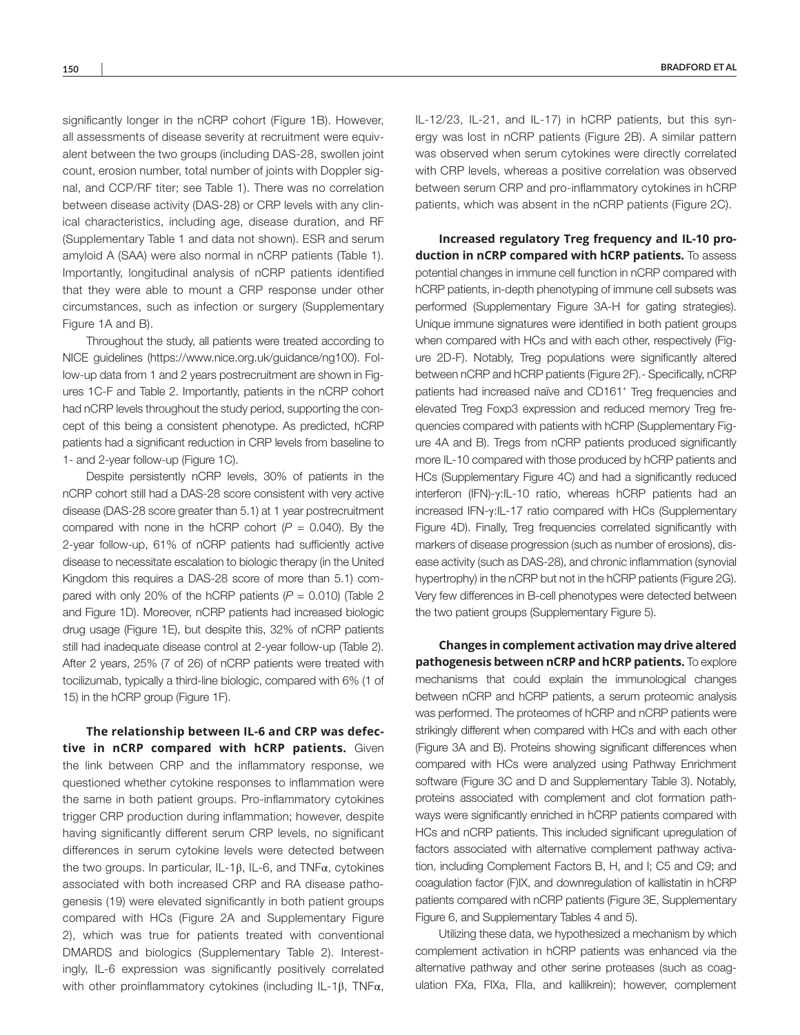significantly longer in the nCRP cohort (Figure 1B). However, all assessments of disease severity at recruitment were equivalent between the two groups (including DAS-28, swollen joint count, erosion number, total number of joints with Doppler signal, and CCP/RF titer; see Table 1). There was no correlation between disease activity (DAS-28) or CRP levels with any clinical characteristics, including age, disease duration, and RF (Supplementary Table 1 and data not shown). ESR and serum amyloid A (SAA) were also normal in nCRP patients (Table 1). Importantly, longitudinal analysis of nCRP patients identified that they were able to mount a CRP response under other circumstances, such as infection or surgery (Supplementary Figure 1A and B).

Throughout the study, all patients were treated according to NICE guidelines (https://www.nice.org.uk/guidance/ng100). Follow-up data from 1 and 2 years postrecruitment are shown in Figures 1C-F and Table 2. Importantly, patients in the nCRP cohort had nCRP levels throughout the study period, supporting the concept of this being a consistent phenotype. As predicted, hCRP patients had a significant reduction in CRP levels from baseline to 1- and 2-year follow-up (Figure 1C).

Despite persistently nCRP levels, 30% of patients in the nCRP cohort still had a DAS-28 score consistent with very active disease (DAS-28 score greater than 5.1) at 1 year postrecruitment compared with none in the hCRP cohort ($P = 0.040$). By the 2-year follow-up, 61% of nCRP patients had sufficiently active disease to necessitate escalation to biologic therapy (in the United Kingdom this requires a DAS-28 score of more than 5.1) compared with only 20% of the hCRP patients ($P = 0.010$) (Table 2 and Figure 1D). Moreover, nCRP patients had increased biologic drug usage (Figure 1E), but despite this, 32% of nCRP patients still had inadequate disease control at 2-year follow-up (Table 2). After 2 years, 25% (7 of 26) of nCRP patients were treated with tocilizumab, typically a third-line biologic, compared with 6% (1 of 15) in the hCRP group (Figure 1F).

**The relationship between IL-6 and CRP was defective in nCRP compared with hCRP patients.** Given the link between CRP and the inflammatory response, we questioned whether cytokine responses to inflammation were the same in both patient groups. Pro-inflammatory cytokines trigger CRP production during inflammation; however, despite having significantly different serum CRP levels, no significant differences in serum cytokine levels were detected between the two groups. In particular, IL-1β, IL-6, and TNFα, cytokines associated with both increased CRP and RA disease pathogenesis (19) were elevated significantly in both patient groups compared with HCs (Figure 2A and Supplementary Figure 2), which was true for patients treated with conventional DMARDS and biologics (Supplementary Table 2). Interestingly, IL-6 expression was significantly positively correlated with other proinflammatory cytokines (including IL-1β, TNFα, IL-12/23, IL-21, and IL-17) in hCRP patients, but this synergy was lost in nCRP patients (Figure 2B). A similar pattern was observed when serum cytokines were directly correlated with CRP levels, whereas a positive correlation was observed between serum CRP and pro-inflammatory cytokines in hCRP patients, which was absent in the nCRP patients (Figure 2C).

**Increased regulatory Treg frequency and IL-10 production in nCRP compared with hCRP patients.** To assess potential changes in immune cell function in nCRP compared with hCRP patients, in-depth phenotyping of immune cell subsets was performed (Supplementary Figure 3A-H for gating strategies). Unique immune signatures were identified in both patient groups when compared with HCs and with each other, respectively (Figure 2D-F). Notably, Treg populations were significantly altered between nCRP and hCRP patients (Figure 2F).- Specifically, nCRP patients had increased naïve and CD161$^{+}$ Treg frequencies and elevated Treg Foxp3 expression and reduced memory Treg frequencies compared with patients with hCRP (Supplementary Figure 4A and B). Tregs from nCRP patients produced significantly more IL-10 compared with those produced by hCRP patients and HCs (Supplementary Figure 4C) and had a significantly reduced interferon (IFN)-γ:IL-10 ratio, whereas hCRP patients had an increased IFN-γ:IL-17 ratio compared with HCs (Supplementary Figure 4D). Finally, Treg frequencies correlated significantly with markers of disease progression (such as number of erosions), disease activity (such as DAS-28), and chronic inflammation (synovial hypertrophy) in the nCRP but not in the hCRP patients (Figure 2G). Very few differences in B-cell phenotypes were detected between the two patient groups (Supplementary Figure 5).

**Changes in complement activation may drive altered pathogenesis between nCRP and hCRP patients.** To explore mechanisms that could explain the immunological changes between nCRP and hCRP patients, a serum proteomic analysis was performed. The proteomes of hCRP and nCRP patients were strikingly different when compared with HCs and with each other (Figure 3A and B). Proteins showing significant differences when compared with HCs were analyzed using Pathway Enrichment software (Figure 3C and D and Supplementary Table 3). Notably, proteins associated with complement and clot formation pathways were significantly enriched in hCRP patients compared with HCs and nCRP patients. This included significant upregulation of factors associated with alternative complement pathway activation, including Complement Factors B, H, and I; C5 and C9; and coagulation factor (F)IX, and downregulation of kallistatin in hCRP patients compared with nCRP patients (Figure 3E, Supplementary Figure 6, and Supplementary Tables 4 and 5).

Utilizing these data, we hypothesized a mechanism by which complement activation in hCRP patients was enhanced via the alternative pathway and other serine proteases (such as coagulation FXa, FIXa, FIIa, and kallikrein); however, complement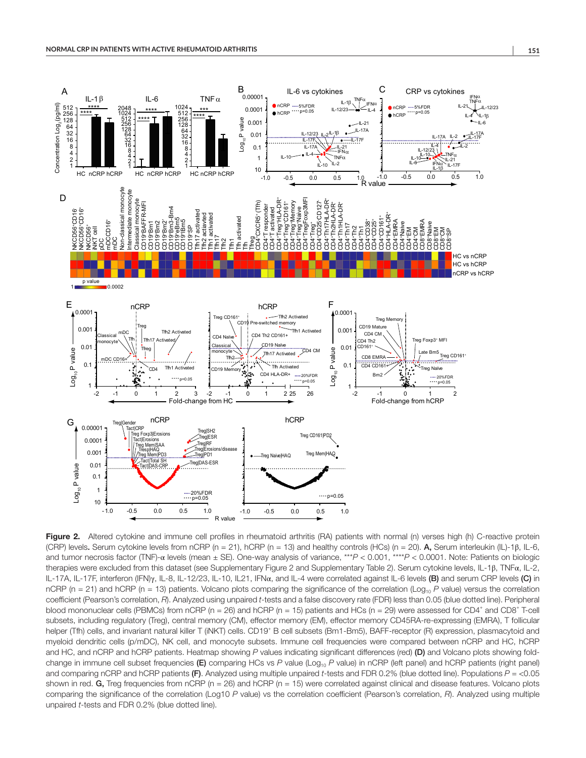**Figure 2.** Altered cytokine and immune cell profiles in rheumatoid arthritis (RA) patients with normal (n) verses high (h) C-reactive protein (CRP) levels**.** Serum cytokine levels from nCRP (n = 21), hCRP (n = 13) and healthy controls (HCs) (n = 20). **A,** Serum interleukin (IL)-1β, IL-6, and tumor necrosis factor (TNF)-α levels (mean ± SE). One-way analysis of variance, \*\*\**P* < 0.001, \*\*\*\**P* < 0.0001. Note: Patients on biologic therapies were excluded from this dataset (see Supplementary Figure 2 and Supplementary Table 2). Serum cytokine levels, IL-1β, TNFα, IL-2, IL-17A, IL-17F, interferon (IFN)γ, IL-8, IL-12/23, IL-10, IL21, IFNα, and IL-4 were correlated against IL-6 levels **(B)** and serum CRP levels **(C)** in nCRP (n = 21) and hCRP (n = 13) patients. Volcano plots comparing the significance of the correlation ($Log_{10}$ *P* value) versus the correlation coefficient (Pearson's correlation, *R*). Analyzed using unpaired *t*-tests and a false discovery rate (FDR) less than 0.05 (blue dotted line). Peripheral blood mononuclear cells (PBMCs) from nCRP (n = 26) and hCRP (n = 15) patients and HCs (n = 29) were assessed for $CD4^+$ and $CD8^+$ T-cell subsets, including regulatory (Treg), central memory (CM), effector memory (EM), effector memory CD45RA-re-expressing (EMRA), T follicular helper (Tfh) cells, and invariant natural killer T (iNKT) cells. $CD19^+$ B cell subsets (Bm1-Bm5), BAFF-receptor (R) expression, plasmacytoid and myeloid dendritic cells (p/mDC), NK cell, and monocyte subsets. Immune cell frequencies were compared between nCRP and HC, hCRP and HC, and nCRP and hCRP patients. Heatmap showing *P* values indicating significant differences (red) **(D)** and Volcano plots showing fold-change in immune cell subset frequencies **(E)** comparing HCs vs *P* value ($Log_{10}$ *P* value) in nCRP (left panel) and hCRP patients (right panel) and comparing nCRP and hCRP patients **(F)**. Analyzed using multiple unpaired *t*-tests and FDR 0.2% (blue dotted line). Populations *P* = <0.05 shown in red. **G,** Treg frequencies from nCRP (n = 26) and hCRP (n = 15) were correlated against clinical and disease features. Volcano plots comparing the significance of the correlation (Log10 *P* value) vs the correlation coefficient (Pearson's correlation, *R*). Analyzed using multiple unpaired *t*-tests and FDR 0.2% (blue dotted line).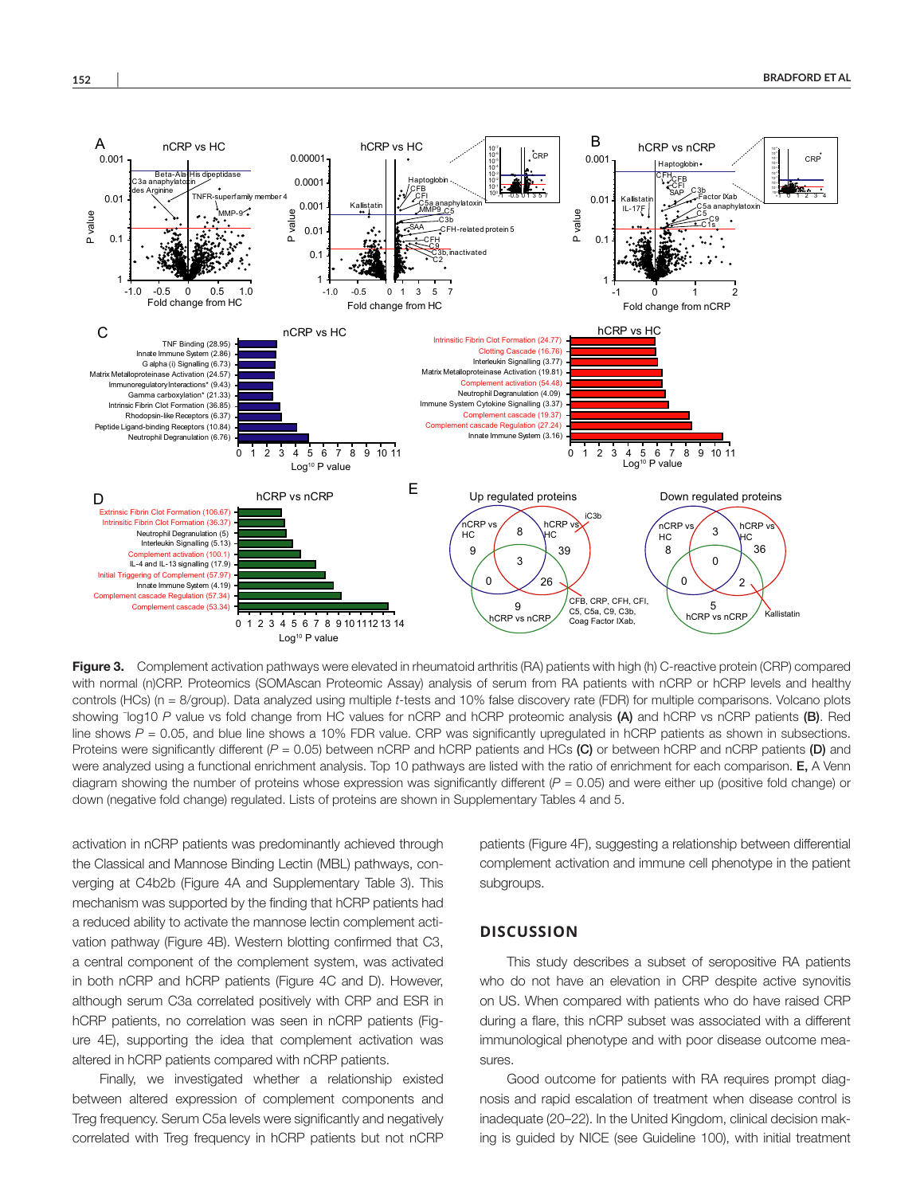**Figure 3.** Complement activation pathways were elevated in rheumatoid arthritis (RA) patients with high (h) C-reactive protein (CRP) compared with normal (n)CRP. Proteomics (SOMAscan Proteomic Assay) analysis of serum from RA patients with nCRP or hCRP levels and healthy controls (HCs) (n = 8/group). Data analyzed using multiple *t*-tests and 10% false discovery rate (FDR) for multiple comparisons. Volcano plots showing ⁻log10 *P* value vs fold change from HC values for nCRP and hCRP proteomic analysis **(A)** and hCRP vs nCRP patients **(B)**. Red line shows *P* = 0.05, and blue line shows a 10% FDR value. CRP was significantly upregulated in hCRP patients as shown in subsections. Proteins were significantly different (*P* = 0.05) between nCRP and hCRP patients and HCs **(C)** or between hCRP and nCRP patients **(D)** and were analyzed using a functional enrichment analysis. Top 10 pathways are listed with the ratio of enrichment for each comparison. **E,** A Venn diagram showing the number of proteins whose expression was significantly different (*P* = 0.05) and were either up (positive fold change) or down (negative fold change) regulated. Lists of proteins are shown in Supplementary Tables 4 and 5.

activation in nCRP patients was predominantly achieved through the Classical and Mannose Binding Lectin (MBL) pathways, converging at C4b2b (Figure 4A and Supplementary Table 3). This mechanism was supported by the finding that hCRP patients had a reduced ability to activate the mannose lectin complement activation pathway (Figure 4B). Western blotting confirmed that C3, a central component of the complement system, was activated in both nCRP and hCRP patients (Figure 4C and D). However, although serum C3a correlated positively with CRP and ESR in hCRP patients, no correlation was seen in nCRP patients (Figure 4E), supporting the idea that complement activation was altered in hCRP patients compared with nCRP patients.

Finally, we investigated whether a relationship existed between altered expression of complement components and Treg frequency. Serum C5a levels were significantly and negatively correlated with Treg frequency in hCRP patients but not nCRP patients (Figure 4F), suggesting a relationship between differential complement activation and immune cell phenotype in the patient subgroups.

## DISCUSSION

This study describes a subset of seropositive RA patients who do not have an elevation in CRP despite active synovitis on US. When compared with patients who do have raised CRP during a flare, this nCRP subset was associated with a different immunological phenotype and with poor disease outcome measures.

Good outcome for patients with RA requires prompt diagnosis and rapid escalation of treatment when disease control is inadequate (20–22). In the United Kingdom, clinical decision making is guided by NICE (see Guideline 100), with initial treatment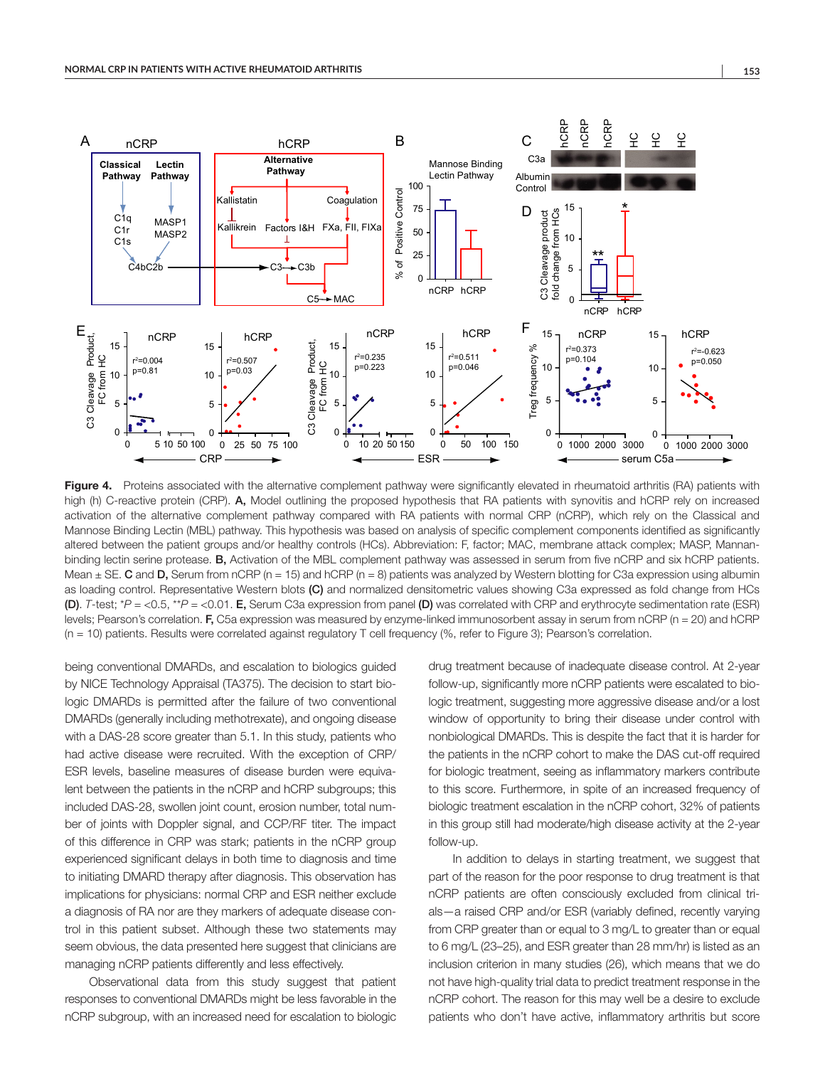**Figure 4.** Proteins associated with the alternative complement pathway were significantly elevated in rheumatoid arthritis (RA) patients with high (h) C-reactive protein (CRP). **A,** Model outlining the proposed hypothesis that RA patients with synovitis and hCRP rely on increased activation of the alternative complement pathway compared with RA patients with normal CRP (nCRP), which rely on the Classical and Mannose Binding Lectin (MBL) pathway. This hypothesis was based on analysis of specific complement components identified as significantly altered between the patient groups and/or healthy controls (HCs). Abbreviation: F, factor; MAC, membrane attack complex; MASP, Mannan-binding lectin serine protease. **B,** Activation of the MBL complement pathway was assessed in serum from five nCRP and six hCRP patients. Mean ± SE. **C** and **D,** Serum from nCRP (n = 15) and hCRP (n = 8) patients was analyzed by Western blotting for C3a expression using albumin as loading control. Representative Western blots **(C)** and normalized densitometric values showing C3a expressed as fold change from HCs **(D)**. *T*-test; \**P* = <0.5, \*\**P* = <0.01. **E,** Serum C3a expression from panel **(D)** was correlated with CRP and erythrocyte sedimentation rate (ESR) levels; Pearson's correlation. **F,** C5a expression was measured by enzyme-linked immunosorbent assay in serum from nCRP (n = 20) and hCRP (n = 10) patients. Results were correlated against regulatory T cell frequency (%, refer to Figure 3); Pearson's correlation.

being conventional DMARDs, and escalation to biologics guided by NICE Technology Appraisal (TA375). The decision to start biologic DMARDs is permitted after the failure of two conventional DMARDs (generally including methotrexate), and ongoing disease with a DAS-28 score greater than 5.1. In this study, patients who had active disease were recruited. With the exception of CRP/ESR levels, baseline measures of disease burden were equivalent between the patients in the nCRP and hCRP subgroups; this included DAS-28, swollen joint count, erosion number, total number of joints with Doppler signal, and CCP/RF titer. The impact of this difference in CRP was stark; patients in the nCRP group experienced significant delays in both time to diagnosis and time to initiating DMARD therapy after diagnosis. This observation has implications for physicians: normal CRP and ESR neither exclude a diagnosis of RA nor are they markers of adequate disease control in this patient subset. Although these two statements may seem obvious, the data presented here suggest that clinicians are managing nCRP patients differently and less effectively.

Observational data from this study suggest that patient responses to conventional DMARDs might be less favorable in the nCRP subgroup, with an increased need for escalation to biologic drug treatment because of inadequate disease control. At 2-year follow-up, significantly more nCRP patients were escalated to biologic treatment, suggesting more aggressive disease and/or a lost window of opportunity to bring their disease under control with nonbiological DMARDs. This is despite the fact that it is harder for the patients in the nCRP cohort to make the DAS cut-off required for biologic treatment, seeing as inflammatory markers contribute to this score. Furthermore, in spite of an increased frequency of biologic treatment escalation in the nCRP cohort, 32% of patients in this group still had moderate/high disease activity at the 2-year follow-up.

In addition to delays in starting treatment, we suggest that part of the reason for the poor response to drug treatment is that nCRP patients are often consciously excluded from clinical trials—a raised CRP and/or ESR (variably defined, recently varying from CRP greater than or equal to 3 mg/L to greater than or equal to 6 mg/L (23–25), and ESR greater than 28 mm/hr) is listed as an inclusion criterion in many studies (26), which means that we do not have high-quality trial data to predict treatment response in the nCRP cohort. The reason for this may well be a desire to exclude patients who don't have active, inflammatory arthritis but score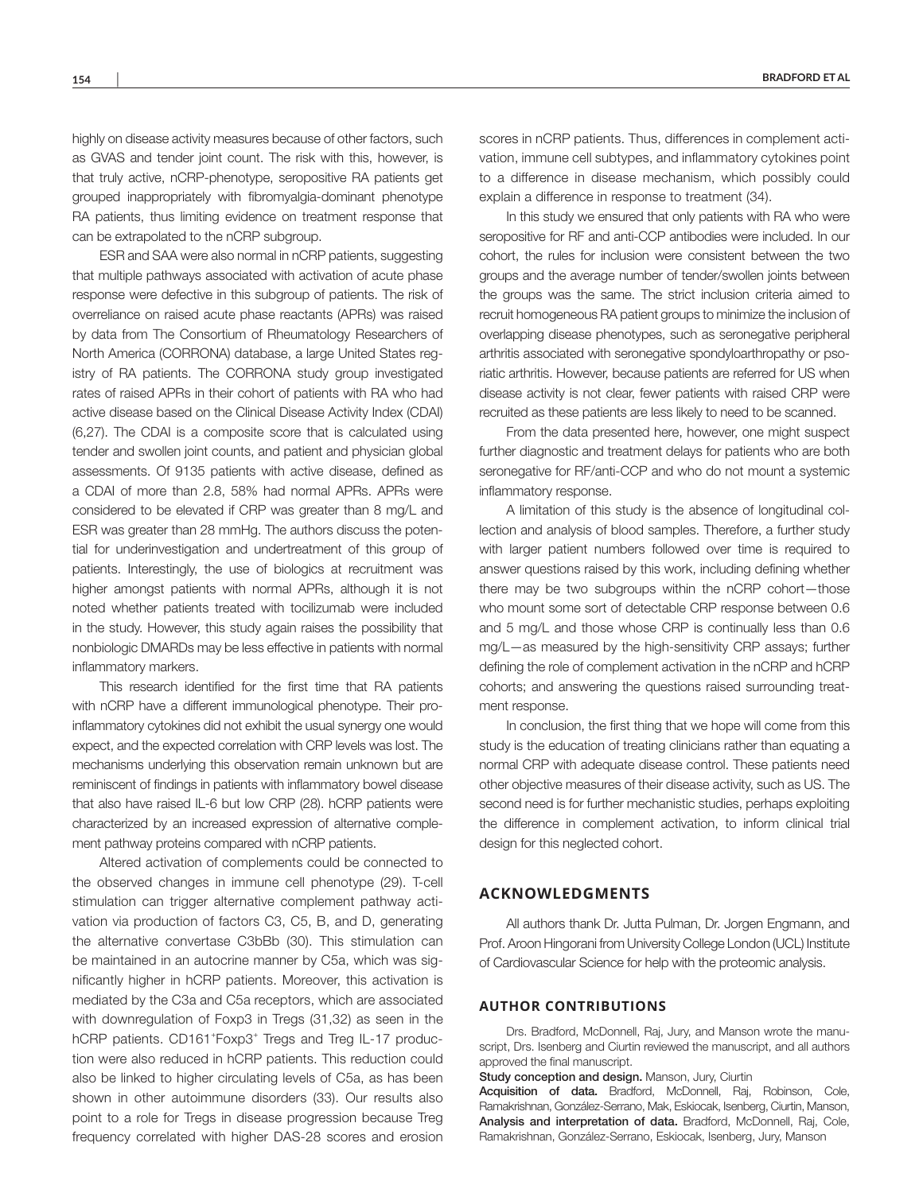highly on disease activity measures because of other factors, such as GVAS and tender joint count. The risk with this, however, is that truly active, nCRP-phenotype, seropositive RA patients get grouped inappropriately with fibromyalgia-dominant phenotype RA patients, thus limiting evidence on treatment response that can be extrapolated to the nCRP subgroup.

ESR and SAA were also normal in nCRP patients, suggesting that multiple pathways associated with activation of acute phase response were defective in this subgroup of patients. The risk of overreliance on raised acute phase reactants (APRs) was raised by data from The Consortium of Rheumatology Researchers of North America (CORRONA) database, a large United States registry of RA patients. The CORRONA study group investigated rates of raised APRs in their cohort of patients with RA who had active disease based on the Clinical Disease Activity Index (CDAI) (6,27). The CDAI is a composite score that is calculated using tender and swollen joint counts, and patient and physician global assessments. Of 9135 patients with active disease, defined as a CDAI of more than 2.8, 58% had normal APRs. APRs were considered to be elevated if CRP was greater than 8 mg/L and ESR was greater than 28 mmHg. The authors discuss the potential for underinvestigation and undertreatment of this group of patients. Interestingly, the use of biologics at recruitment was higher amongst patients with normal APRs, although it is not noted whether patients treated with tocilizumab were included in the study. However, this study again raises the possibility that nonbiologic DMARDs may be less effective in patients with normal inflammatory markers.

This research identified for the first time that RA patients with nCRP have a different immunological phenotype. Their proinflammatory cytokines did not exhibit the usual synergy one would expect, and the expected correlation with CRP levels was lost. The mechanisms underlying this observation remain unknown but are reminiscent of findings in patients with inflammatory bowel disease that also have raised IL-6 but low CRP (28). hCRP patients were characterized by an increased expression of alternative complement pathway proteins compared with nCRP patients.

Altered activation of complements could be connected to the observed changes in immune cell phenotype (29). T-cell stimulation can trigger alternative complement pathway activation via production of factors C3, C5, B, and D, generating the alternative convertase C3bBb (30). This stimulation can be maintained in an autocrine manner by C5a, which was significantly higher in hCRP patients. Moreover, this activation is mediated by the C3a and C5a receptors, which are associated with downregulation of Foxp3 in Tregs (31,32) as seen in the hCRP patients. $CD161^{+}Foxp3^{+}$ Tregs and Treg IL-17 production were also reduced in hCRP patients. This reduction could also be linked to higher circulating levels of C5a, as has been shown in other autoimmune disorders (33). Our results also point to a role for Tregs in disease progression because Treg frequency correlated with higher DAS-28 scores and erosion scores in nCRP patients. Thus, differences in complement activation, immune cell subtypes, and inflammatory cytokines point to a difference in disease mechanism, which possibly could explain a difference in response to treatment (34).

In this study we ensured that only patients with RA who were seropositive for RF and anti-CCP antibodies were included. In our cohort, the rules for inclusion were consistent between the two groups and the average number of tender/swollen joints between the groups was the same. The strict inclusion criteria aimed to recruit homogeneous RA patient groups to minimize the inclusion of overlapping disease phenotypes, such as seronegative peripheral arthritis associated with seronegative spondyloarthropathy or psoriatic arthritis. However, because patients are referred for US when disease activity is not clear, fewer patients with raised CRP were recruited as these patients are less likely to need to be scanned.

From the data presented here, however, one might suspect further diagnostic and treatment delays for patients who are both seronegative for RF/anti-CCP and who do not mount a systemic inflammatory response.

A limitation of this study is the absence of longitudinal collection and analysis of blood samples. Therefore, a further study with larger patient numbers followed over time is required to answer questions raised by this work, including defining whether there may be two subgroups within the nCRP cohort—those who mount some sort of detectable CRP response between 0.6 and 5 mg/L and those whose CRP is continually less than 0.6 mg/L—as measured by the high-sensitivity CRP assays; further defining the role of complement activation in the nCRP and hCRP cohorts; and answering the questions raised surrounding treatment response.

In conclusion, the first thing that we hope will come from this study is the education of treating clinicians rather than equating a normal CRP with adequate disease control. These patients need other objective measures of their disease activity, such as US. The second need is for further mechanistic studies, perhaps exploiting the difference in complement activation, to inform clinical trial design for this neglected cohort.

## ACKNOWLEDGMENTS

All authors thank Dr. Jutta Pulman, Dr. Jorgen Engmann, and Prof. Aroon Hingorani from University College London (UCL) Institute of Cardiovascular Science for help with the proteomic analysis.

### AUTHOR CONTRIBUTIONS

Drs. Bradford, McDonnell, Raj, Jury, and Manson wrote the manuscript, Drs. Isenberg and Ciurtin reviewed the manuscript, and all authors approved the final manuscript.

**Study conception and design.** Manson, Jury, Ciurtin

**Acquisition of data.** Bradford, McDonnell, Raj, Robinson, Cole, Ramakrishnan, González-Serrano, Mak, Eskiocak, Isenberg, Ciurtin, Manson.

**Analysis and interpretation of data.** Bradford, McDonnell, Raj, Cole, Ramakrishnan, González-Serrano, Eskiocak, Isenberg, Jury, Manson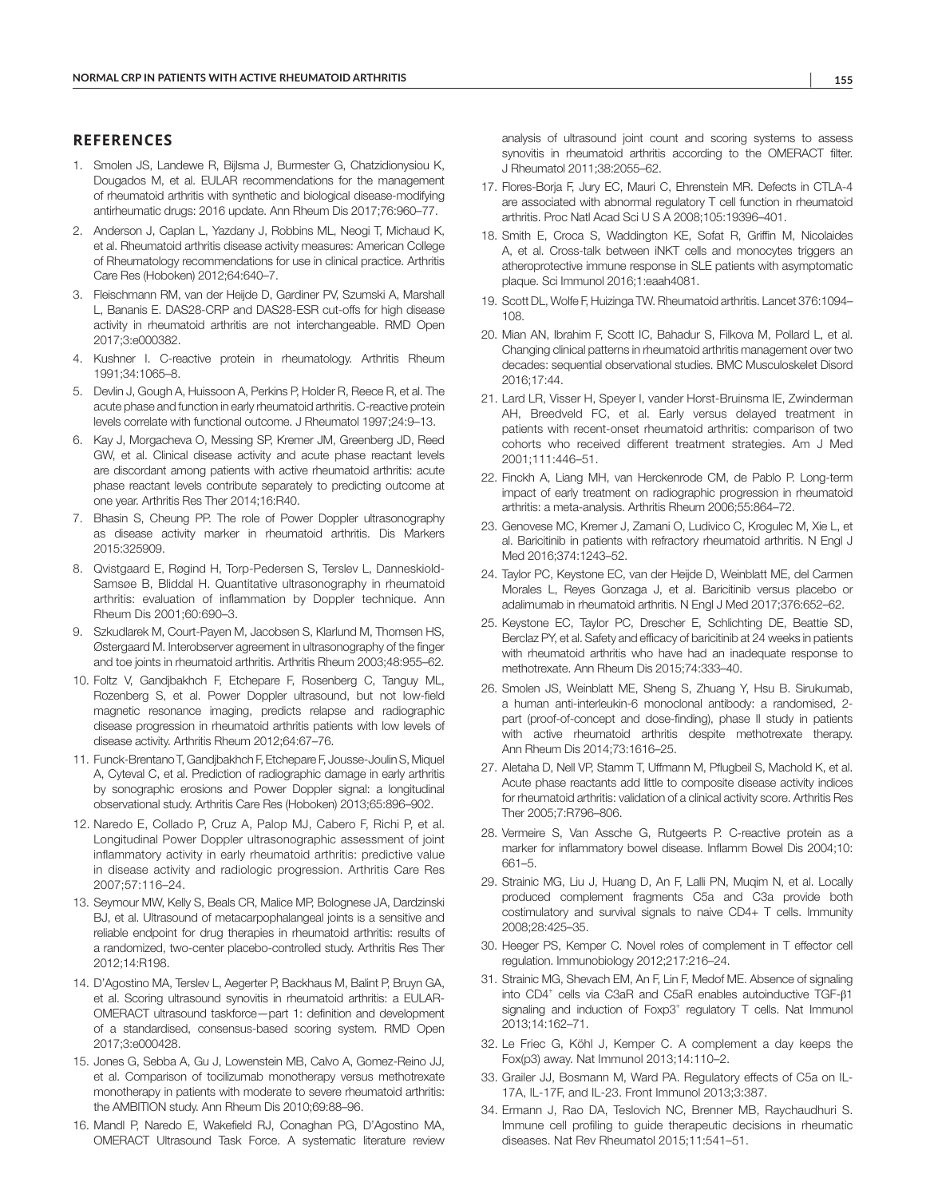## REFERENCES

1. Smolen JS, Landewe R, Bijlsma J, Burmester G, Chatzidionysiou K, Dougados M, et al. EULAR recommendations for the management of rheumatoid arthritis with synthetic and biological disease-modifying antirheumatic drugs: 2016 update. Ann Rheum Dis 2017;76:960–77.
2. Anderson J, Caplan L, Yazdany J, Robbins ML, Neogi T, Michaud K, et al. Rheumatoid arthritis disease activity measures: American College of Rheumatology recommendations for use in clinical practice. Arthritis Care Res (Hoboken) 2012;64:640–7.
3. Fleischmann RM, van der Heijde D, Gardiner PV, Szumski A, Marshall L, Bananis E. DAS28-CRP and DAS28-ESR cut-offs for high disease activity in rheumatoid arthritis are not interchangeable. RMD Open 2017;3:e000382.
4. Kushner I. C-reactive protein in rheumatology. Arthritis Rheum 1991;34:1065–8.
5. Devlin J, Gough A, Huissoon A, Perkins P, Holder R, Reece R, et al. The acute phase and function in early rheumatoid arthritis. C-reactive protein levels correlate with functional outcome. J Rheumatol 1997;24:9–13.
6. Kay J, Morgacheva O, Messing SP, Kremer JM, Greenberg JD, Reed GW, et al. Clinical disease activity and acute phase reactant levels are discordant among patients with active rheumatoid arthritis: acute phase reactant levels contribute separately to predicting outcome at one year. Arthritis Res Ther 2014;16:R40.
7. Bhasin S, Cheung PP. The role of Power Doppler ultrasonography as disease activity marker in rheumatoid arthritis. Dis Markers 2015:325909.
8. Qvistgaard E, Røgind H, Torp-Pedersen S, Terslev L, Danneskiold-Samsøe B, Bliddal H. Quantitative ultrasonography in rheumatoid arthritis: evaluation of inflammation by Doppler technique. Ann Rheum Dis 2001;60:690–3.
9. Szkudlarek M, Court-Payen M, Jacobsen S, Klarlund M, Thomsen HS, Østergaard M. Interobserver agreement in ultrasonography of the finger and toe joints in rheumatoid arthritis. Arthritis Rheum 2003;48:955–62.
10. Foltz V, Gandjbakhch F, Etchepare F, Rosenberg C, Tanguy ML, Rozenberg S, et al. Power Doppler ultrasound, but not low-field magnetic resonance imaging, predicts relapse and radiographic disease progression in rheumatoid arthritis patients with low levels of disease activity. Arthritis Rheum 2012;64:67–76.
11. Funck-Brentano T, Gandjbakhch F, Etchepare F, Jousse-Joulin S, Miquel A, Cyteval C, et al. Prediction of radiographic damage in early arthritis by sonographic erosions and Power Doppler signal: a longitudinal observational study. Arthritis Care Res (Hoboken) 2013;65:896–902.
12. Naredo E, Collado P, Cruz A, Palop MJ, Cabero F, Richi P, et al. Longitudinal Power Doppler ultrasonographic assessment of joint inflammatory activity in early rheumatoid arthritis: predictive value in disease activity and radiologic progression. Arthritis Care Res 2007;57:116–24.
13. Seymour MW, Kelly S, Beals CR, Malice MP, Bolognese JA, Dardzinski BJ, et al. Ultrasound of metacarpophalangeal joints is a sensitive and reliable endpoint for drug therapies in rheumatoid arthritis: results of a randomized, two-center placebo-controlled study. Arthritis Res Ther 2012;14:R198.
14. D'Agostino MA, Terslev L, Aegerter P, Backhaus M, Balint P, Bruyn GA, et al. Scoring ultrasound synovitis in rheumatoid arthritis: a EULAR-OMERACT ultrasound taskforce—part 1: definition and development of a standardised, consensus-based scoring system. RMD Open 2017;3:e000428.
15. Jones G, Sebba A, Gu J, Lowenstein MB, Calvo A, Gomez-Reino JJ, et al. Comparison of tocilizumab monotherapy versus methotrexate monotherapy in patients with moderate to severe rheumatoid arthritis: the AMBITION study. Ann Rheum Dis 2010;69:88–96.
16. Mandl P, Naredo E, Wakefield RJ, Conaghan PG, D'Agostino MA, OMERACT Ultrasound Task Force. A systematic literature review analysis of ultrasound joint count and scoring systems to assess synovitis in rheumatoid arthritis according to the OMERACT filter. J Rheumatol 2011;38:2055–62.
17. Flores-Borja F, Jury EC, Mauri C, Ehrenstein MR. Defects in CTLA-4 are associated with abnormal regulatory T cell function in rheumatoid arthritis. Proc Natl Acad Sci U S A 2008;105:19396–401.
18. Smith E, Croca S, Waddington KE, Sofat R, Griffin M, Nicolaides A, et al. Cross-talk between iNKT cells and monocytes triggers an atheroprotective immune response in SLE patients with asymptomatic plaque. Sci Immunol 2016;1:eaah4081.
19. Scott DL, Wolfe F, Huizinga TW. Rheumatoid arthritis. Lancet 376:1094–108.
20. Mian AN, Ibrahim F, Scott IC, Bahadur S, Filkova M, Pollard L, et al. Changing clinical patterns in rheumatoid arthritis management over two decades: sequential observational studies. BMC Musculoskelet Disord 2016;17:44.
21. Lard LR, Visser H, Speyer I, vander Horst-Bruinsma IE, Zwinderman AH, Breedveld FC, et al. Early versus delayed treatment in patients with recent-onset rheumatoid arthritis: comparison of two cohorts who received different treatment strategies. Am J Med 2001;111:446–51.
22. Finckh A, Liang MH, van Herckenrode CM, de Pablo P. Long-term impact of early treatment on radiographic progression in rheumatoid arthritis: a meta-analysis. Arthritis Rheum 2006;55:864–72.
23. Genovese MC, Kremer J, Zamani O, Ludivico C, Krogulec M, Xie L, et al. Baricitinib in patients with refractory rheumatoid arthritis. N Engl J Med 2016;374:1243–52.
24. Taylor PC, Keystone EC, van der Heijde D, Weinblatt ME, del Carmen Morales L, Reyes Gonzaga J, et al. Baricitinib versus placebo or adalimumab in rheumatoid arthritis. N Engl J Med 2017;376:652–62.
25. Keystone EC, Taylor PC, Drescher E, Schlichting DE, Beattie SD, Berclaz PY, et al. Safety and efficacy of baricitinib at 24 weeks in patients with rheumatoid arthritis who have had an inadequate response to methotrexate. Ann Rheum Dis 2015;74:333–40.
26. Smolen JS, Weinblatt ME, Sheng S, Zhuang Y, Hsu B. Sirukumab, a human anti-interleukin-6 monoclonal antibody: a randomised, 2-part (proof-of-concept and dose-finding), phase II study in patients with active rheumatoid arthritis despite methotrexate therapy. Ann Rheum Dis 2014;73:1616–25.
27. Aletaha D, Nell VP, Stamm T, Uffmann M, Pflugbeil S, Machold K, et al. Acute phase reactants add little to composite disease activity indices for rheumatoid arthritis: validation of a clinical activity score. Arthritis Res Ther 2005;7:R796–806.
28. Vermeire S, Van Assche G, Rutgeerts P. C-reactive protein as a marker for inflammatory bowel disease. Inflamm Bowel Dis 2004;10: 661–5.
29. Strainic MG, Liu J, Huang D, An F, Lalli PN, Muqim N, et al. Locally produced complement fragments C5a and C3a provide both costimulatory and survival signals to naive CD4+ T cells. Immunity 2008;28:425–35.
30. Heeger PS, Kemper C. Novel roles of complement in T effector cell regulation. Immunobiology 2012;217:216–24.
31. Strainic MG, Shevach EM, An F, Lin F, Medof ME. Absence of signaling into $CD4^+$ cells via C3aR and C5aR enables autoinductive TGF-β1 signaling and induction of $Foxp3^+$ regulatory T cells. Nat Immunol 2013;14:162–71.
32. Le Friec G, Köhl J, Kemper C. A complement a day keeps the Fox(p3) away. Nat Immunol 2013;14:110–2.
33. Grailer JJ, Bosmann M, Ward PA. Regulatory effects of C5a on IL-17A, IL-17F, and IL-23. Front Immunol 2013;3:387.
34. Ermann J, Rao DA, Teslovich NC, Brenner MB, Raychaudhuri S. Immune cell profiling to guide therapeutic decisions in rheumatic diseases. Nat Rev Rheumatol 2015;11:541–51.